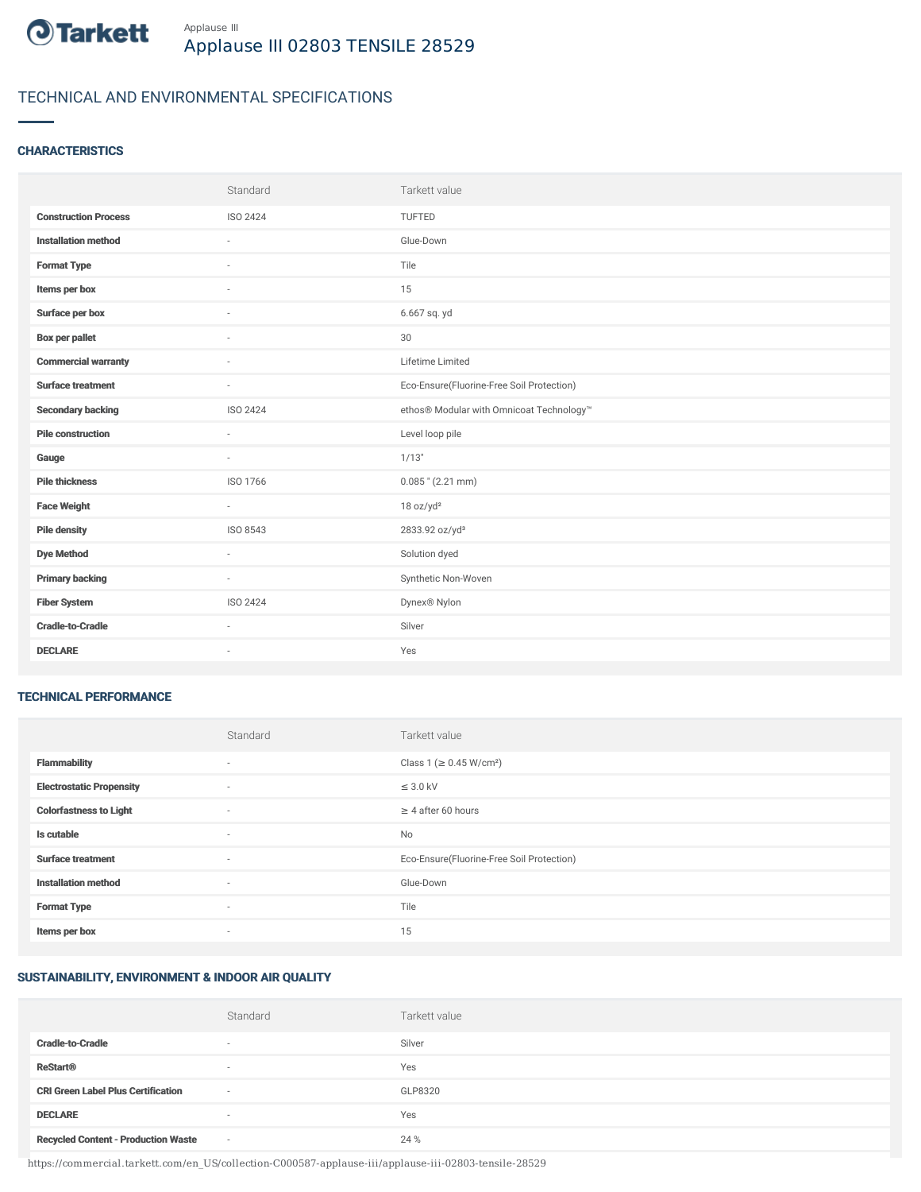Applause III

# Applause III 02803 TENSILE 28529

## TECHNICAL AND ENVIRONMENTAL SPECIFICATIONS

### CHARACTERISTICS

| | Standard | Tarkett value |
|---|---|---|
| **Construction Process** | ISO 2424 | TUFTED |
| **Installation method** | - | Glue-Down |
| **Format Type** | - | Tile |
| **Items per box** | - | 15 |
| **Surface per box** | - | 6.667 sq. yd |
| **Box per pallet** | - | 30 |
| **Commercial warranty** | - | Lifetime Limited |
| **Surface treatment** | - | Eco-Ensure(Fluorine-Free Soil Protection) |
| **Secondary backing** | ISO 2424 | ethos® Modular with Omnicoat Technology™ |
| **Pile construction** | - | Level loop pile |
| **Gauge** | - | 1/13" |
| **Pile thickness** | ISO 1766 | 0.085 " (2.21 mm) |
| **Face Weight** | - | 18 oz/yd² |
| **Pile density** | ISO 8543 | 2833.92 oz/yd³ |
| **Dye Method** | - | Solution dyed |
| **Primary backing** | - | Synthetic Non-Woven |
| **Fiber System** | ISO 2424 | Dynex® Nylon |
| **Cradle-to-Cradle** | - | Silver |
| **DECLARE** | - | Yes |

### TECHNICAL PERFORMANCE

| | Standard | Tarkett value |
|---|---|---|
| **Flammability** | - | Class 1 (≥ 0.45 W/cm²) |
| **Electrostatic Propensity** | - | ≤ 3.0 kV |
| **Colorfastness to Light** | - | ≥ 4 after 60 hours |
| **Is cutable** | - | No |
| **Surface treatment** | - | Eco-Ensure(Fluorine-Free Soil Protection) |
| **Installation method** | - | Glue-Down |
| **Format Type** | - | Tile |
| **Items per box** | - | 15 |

### SUSTAINABILITY, ENVIRONMENT & INDOOR AIR QUALITY

| | Standard | Tarkett value |
|---|---|---|
| **Cradle-to-Cradle** | - | Silver |
| **ReStart®** | - | Yes |
| **CRI Green Label Plus Certification** | - | GLP8320 |
| **DECLARE** | - | Yes |
| **Recycled Content - Production Waste** | - | 24 % |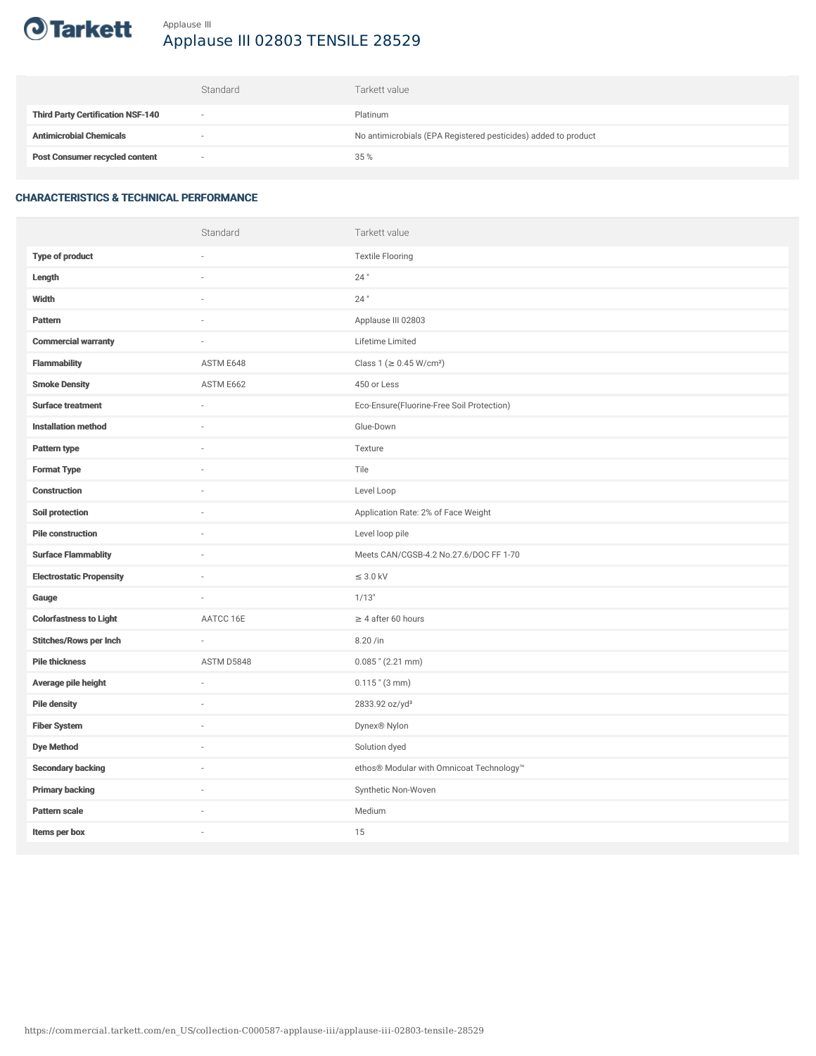Applause III

# Applause III 02803 TENSILE 28529

| | Standard | Tarkett value |
|---|---|---|
| **Third Party Certification NSF-140** | - | Platinum |
| **Antimicrobial Chemicals** | - | No antimicrobials (EPA Registered pesticides) added to product |
| **Post Consumer recycled content** | - | 35 % |

## CHARACTERISTICS & TECHNICAL PERFORMANCE

| | Standard | Tarkett value |
|---|---|---|
| **Type of product** | - | Textile Flooring |
| **Length** | - | 24 " |
| **Width** | - | 24 " |
| **Pattern** | - | Applause III 02803 |
| **Commercial warranty** | - | Lifetime Limited |
| **Flammability** | ASTM E648 | Class 1 (≥ 0.45 W/cm²) |
| **Smoke Density** | ASTM E662 | 450 or Less |
| **Surface treatment** | - | Eco-Ensure(Fluorine-Free Soil Protection) |
| **Installation method** | - | Glue-Down |
| **Pattern type** | - | Texture |
| **Format Type** | - | Tile |
| **Construction** | - | Level Loop |
| **Soil protection** | - | Application Rate: 2% of Face Weight |
| **Pile construction** | - | Level loop pile |
| **Surface Flammablity** | - | Meets CAN/CGSB-4.2 No.27.6/DOC FF 1-70 |
| **Electrostatic Propensity** | - | ≤ 3.0 kV |
| **Gauge** | - | 1/13" |
| **Colorfastness to Light** | AATCC 16E | ≥ 4 after 60 hours |
| **Stitches/Rows per Inch** | - | 8.20 /in |
| **Pile thickness** | ASTM D5848 | 0.085 " (2.21 mm) |
| **Average pile height** | - | 0.115 " (3 mm) |
| **Pile density** | - | 2833.92 oz/yd³ |
| **Fiber System** | - | Dynex® Nylon |
| **Dye Method** | - | Solution dyed |
| **Secondary backing** | - | ethos® Modular with Omnicoat Technology™ |
| **Primary backing** | - | Synthetic Non-Woven |
| **Pattern scale** | - | Medium |
| **Items per box** | - | 15 |